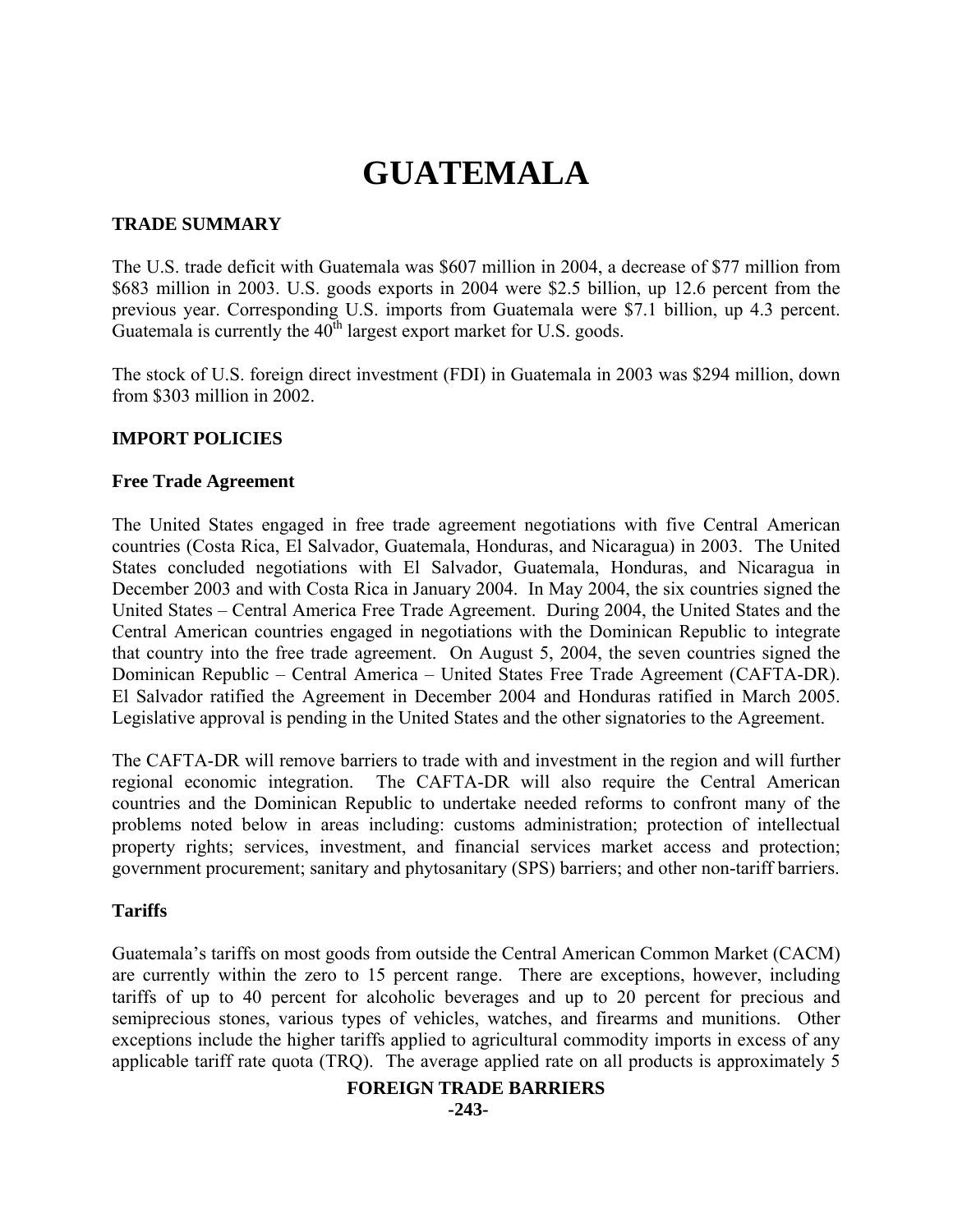# GUATEMALA

## TRADE SUMMARY

The U.S. trade deficit with Guatemala was $607 million in 2004, a decrease of $77 million from $683 million in 2003. U.S. goods exports in 2004 were $2.5 billion, up 12.6 percent from the previous year. Corresponding U.S. imports from Guatemala were $7.1 billion, up 4.3 percent. Guatemala is currently the 40th largest export market for U.S. goods.

The stock of U.S. foreign direct investment (FDI) in Guatemala in 2003 was $294 million, down from $303 million in 2002.

## IMPORT POLICIES

### Free Trade Agreement

The United States engaged in free trade agreement negotiations with five Central American countries (Costa Rica, El Salvador, Guatemala, Honduras, and Nicaragua) in 2003. The United States concluded negotiations with El Salvador, Guatemala, Honduras, and Nicaragua in December 2003 and with Costa Rica in January 2004. In May 2004, the six countries signed the United States – Central America Free Trade Agreement. During 2004, the United States and the Central American countries engaged in negotiations with the Dominican Republic to integrate that country into the free trade agreement. On August 5, 2004, the seven countries signed the Dominican Republic – Central America – United States Free Trade Agreement (CAFTA-DR). El Salvador ratified the Agreement in December 2004 and Honduras ratified in March 2005. Legislative approval is pending in the United States and the other signatories to the Agreement.

The CAFTA-DR will remove barriers to trade with and investment in the region and will further regional economic integration. The CAFTA-DR will also require the Central American countries and the Dominican Republic to undertake needed reforms to confront many of the problems noted below in areas including: customs administration; protection of intellectual property rights; services, investment, and financial services market access and protection; government procurement; sanitary and phytosanitary (SPS) barriers; and other non-tariff barriers.

### Tariffs

Guatemala's tariffs on most goods from outside the Central American Common Market (CACM) are currently within the zero to 15 percent range. There are exceptions, however, including tariffs of up to 40 percent for alcoholic beverages and up to 20 percent for precious and semiprecious stones, various types of vehicles, watches, and firearms and munitions. Other exceptions include the higher tariffs applied to agricultural commodity imports in excess of any applicable tariff rate quota (TRQ). The average applied rate on all products is approximately 5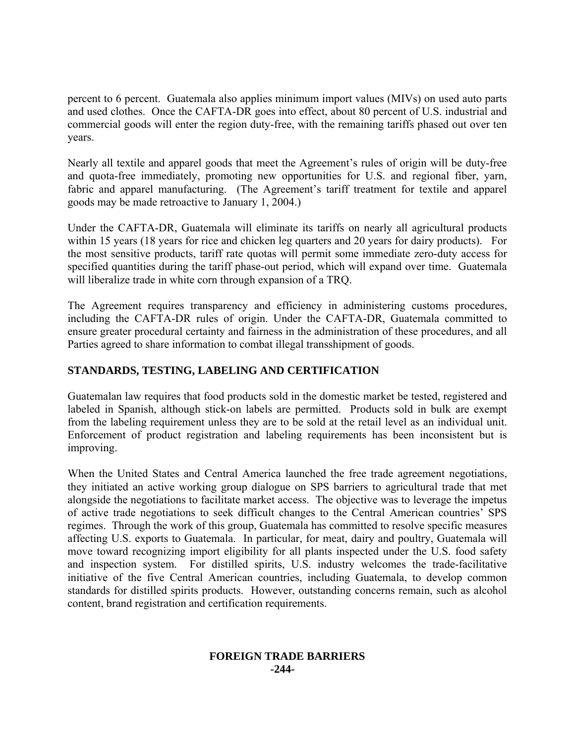percent to 6 percent. Guatemala also applies minimum import values (MIVs) on used auto parts and used clothes. Once the CAFTA-DR goes into effect, about 80 percent of U.S. industrial and commercial goods will enter the region duty-free, with the remaining tariffs phased out over ten years.

Nearly all textile and apparel goods that meet the Agreement's rules of origin will be duty-free and quota-free immediately, promoting new opportunities for U.S. and regional fiber, yarn, fabric and apparel manufacturing. (The Agreement's tariff treatment for textile and apparel goods may be made retroactive to January 1, 2004.)

Under the CAFTA-DR, Guatemala will eliminate its tariffs on nearly all agricultural products within 15 years (18 years for rice and chicken leg quarters and 20 years for dairy products). For the most sensitive products, tariff rate quotas will permit some immediate zero-duty access for specified quantities during the tariff phase-out period, which will expand over time. Guatemala will liberalize trade in white corn through expansion of a TRQ.

The Agreement requires transparency and efficiency in administering customs procedures, including the CAFTA-DR rules of origin. Under the CAFTA-DR, Guatemala committed to ensure greater procedural certainty and fairness in the administration of these procedures, and all Parties agreed to share information to combat illegal transshipment of goods.

## STANDARDS, TESTING, LABELING AND CERTIFICATION

Guatemalan law requires that food products sold in the domestic market be tested, registered and labeled in Spanish, although stick-on labels are permitted. Products sold in bulk are exempt from the labeling requirement unless they are to be sold at the retail level as an individual unit. Enforcement of product registration and labeling requirements has been inconsistent but is improving.

When the United States and Central America launched the free trade agreement negotiations, they initiated an active working group dialogue on SPS barriers to agricultural trade that met alongside the negotiations to facilitate market access. The objective was to leverage the impetus of active trade negotiations to seek difficult changes to the Central American countries' SPS regimes. Through the work of this group, Guatemala has committed to resolve specific measures affecting U.S. exports to Guatemala. In particular, for meat, dairy and poultry, Guatemala will move toward recognizing import eligibility for all plants inspected under the U.S. food safety and inspection system. For distilled spirits, U.S. industry welcomes the trade-facilitative initiative of the five Central American countries, including Guatemala, to develop common standards for distilled spirits products. However, outstanding concerns remain, such as alcohol content, brand registration and certification requirements.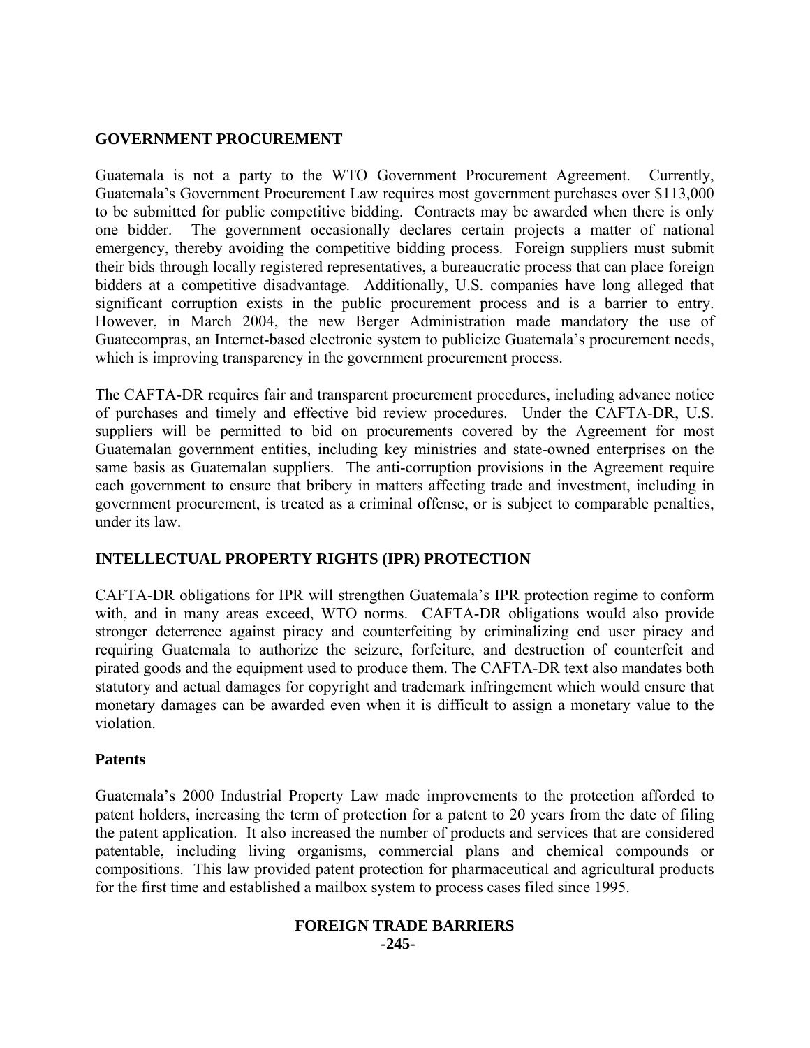## GOVERNMENT PROCUREMENT

Guatemala is not a party to the WTO Government Procurement Agreement. Currently, Guatemala's Government Procurement Law requires most government purchases over $113,000 to be submitted for public competitive bidding. Contracts may be awarded when there is only one bidder. The government occasionally declares certain projects a matter of national emergency, thereby avoiding the competitive bidding process. Foreign suppliers must submit their bids through locally registered representatives, a bureaucratic process that can place foreign bidders at a competitive disadvantage. Additionally, U.S. companies have long alleged that significant corruption exists in the public procurement process and is a barrier to entry. However, in March 2004, the new Berger Administration made mandatory the use of Guatecompras, an Internet-based electronic system to publicize Guatemala's procurement needs, which is improving transparency in the government procurement process.

The CAFTA-DR requires fair and transparent procurement procedures, including advance notice of purchases and timely and effective bid review procedures. Under the CAFTA-DR, U.S. suppliers will be permitted to bid on procurements covered by the Agreement for most Guatemalan government entities, including key ministries and state-owned enterprises on the same basis as Guatemalan suppliers. The anti-corruption provisions in the Agreement require each government to ensure that bribery in matters affecting trade and investment, including in government procurement, is treated as a criminal offense, or is subject to comparable penalties, under its law.

## INTELLECTUAL PROPERTY RIGHTS (IPR) PROTECTION

CAFTA-DR obligations for IPR will strengthen Guatemala's IPR protection regime to conform with, and in many areas exceed, WTO norms. CAFTA-DR obligations would also provide stronger deterrence against piracy and counterfeiting by criminalizing end user piracy and requiring Guatemala to authorize the seizure, forfeiture, and destruction of counterfeit and pirated goods and the equipment used to produce them. The CAFTA-DR text also mandates both statutory and actual damages for copyright and trademark infringement which would ensure that monetary damages can be awarded even when it is difficult to assign a monetary value to the violation.

### Patents

Guatemala's 2000 Industrial Property Law made improvements to the protection afforded to patent holders, increasing the term of protection for a patent to 20 years from the date of filing the patent application. It also increased the number of products and services that are considered patentable, including living organisms, commercial plans and chemical compounds or compositions. This law provided patent protection for pharmaceutical and agricultural products for the first time and established a mailbox system to process cases filed since 1995.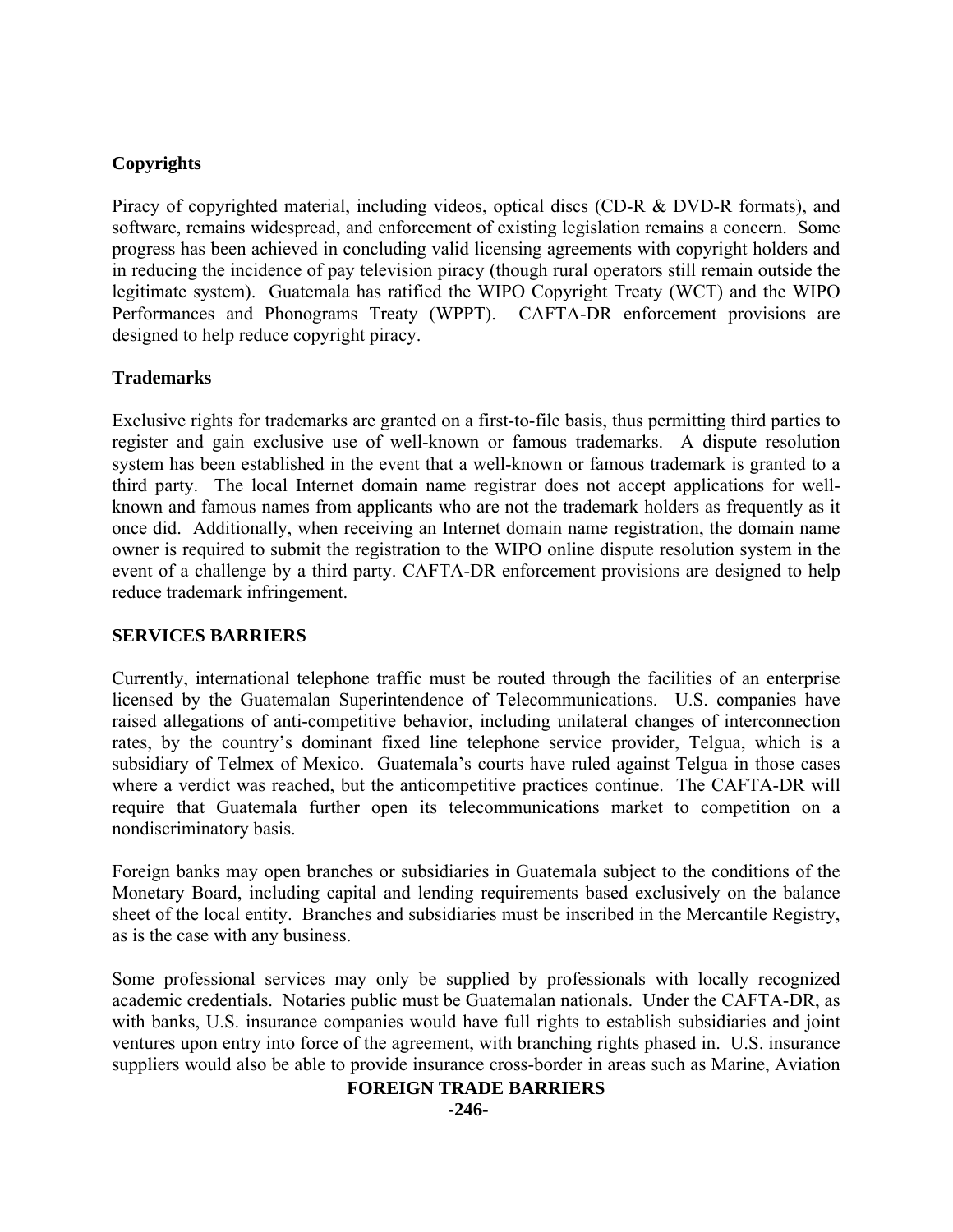### Copyrights

Piracy of copyrighted material, including videos, optical discs (CD-R & DVD-R formats), and software, remains widespread, and enforcement of existing legislation remains a concern. Some progress has been achieved in concluding valid licensing agreements with copyright holders and in reducing the incidence of pay television piracy (though rural operators still remain outside the legitimate system). Guatemala has ratified the WIPO Copyright Treaty (WCT) and the WIPO Performances and Phonograms Treaty (WPPT). CAFTA-DR enforcement provisions are designed to help reduce copyright piracy.

### Trademarks

Exclusive rights for trademarks are granted on a first-to-file basis, thus permitting third parties to register and gain exclusive use of well-known or famous trademarks. A dispute resolution system has been established in the event that a well-known or famous trademark is granted to a third party. The local Internet domain name registrar does not accept applications for well-known and famous names from applicants who are not the trademark holders as frequently as it once did. Additionally, when receiving an Internet domain name registration, the domain name owner is required to submit the registration to the WIPO online dispute resolution system in the event of a challenge by a third party. CAFTA-DR enforcement provisions are designed to help reduce trademark infringement.

## SERVICES BARRIERS

Currently, international telephone traffic must be routed through the facilities of an enterprise licensed by the Guatemalan Superintendence of Telecommunications. U.S. companies have raised allegations of anti-competitive behavior, including unilateral changes of interconnection rates, by the country's dominant fixed line telephone service provider, Telgua, which is a subsidiary of Telmex of Mexico. Guatemala's courts have ruled against Telgua in those cases where a verdict was reached, but the anticompetitive practices continue. The CAFTA-DR will require that Guatemala further open its telecommunications market to competition on a nondiscriminatory basis.

Foreign banks may open branches or subsidiaries in Guatemala subject to the conditions of the Monetary Board, including capital and lending requirements based exclusively on the balance sheet of the local entity. Branches and subsidiaries must be inscribed in the Mercantile Registry, as is the case with any business.

Some professional services may only be supplied by professionals with locally recognized academic credentials. Notaries public must be Guatemalan nationals. Under the CAFTA-DR, as with banks, U.S. insurance companies would have full rights to establish subsidiaries and joint ventures upon entry into force of the agreement, with branching rights phased in. U.S. insurance suppliers would also be able to provide insurance cross-border in areas such as Marine, Aviation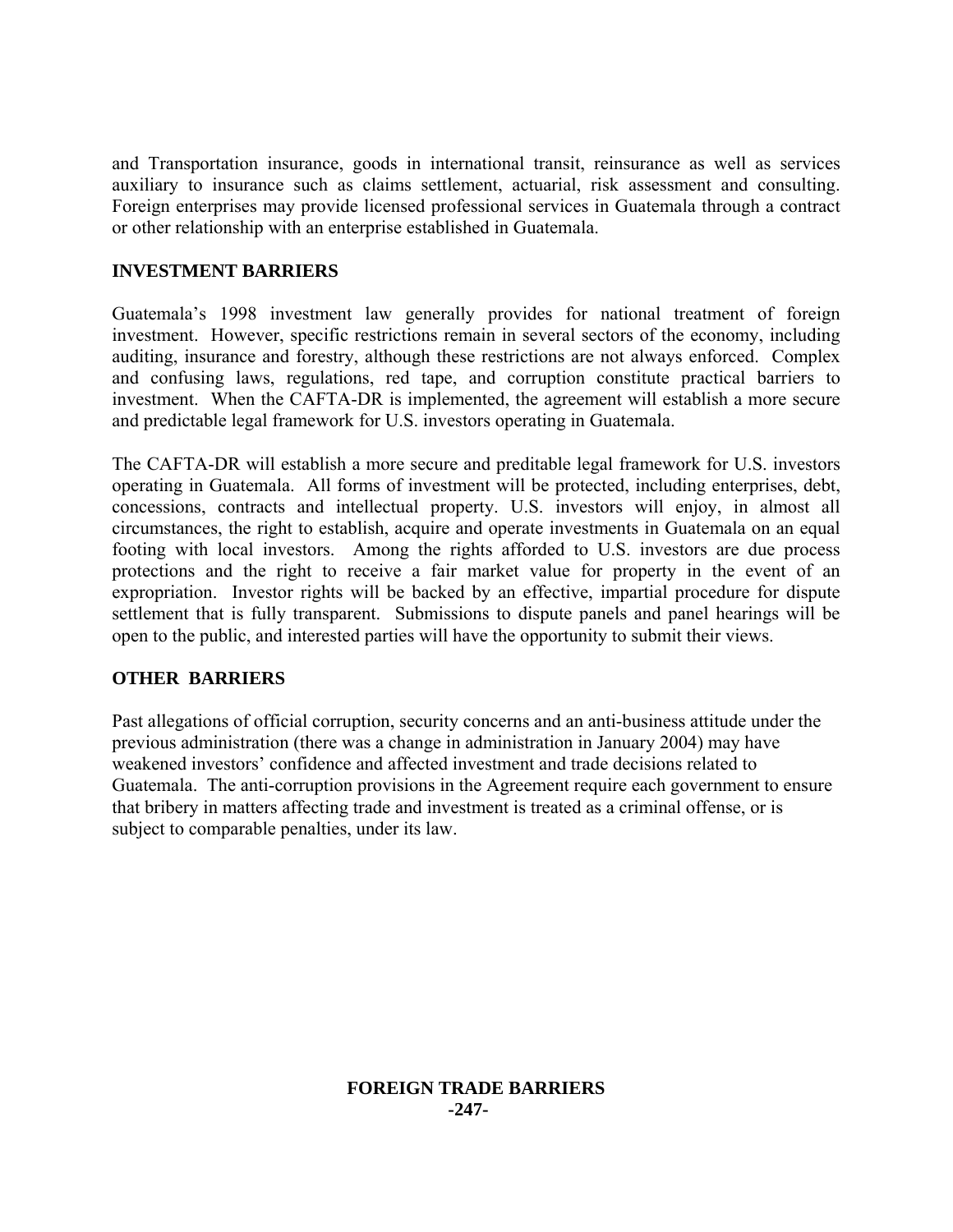and Transportation insurance, goods in international transit, reinsurance as well as services auxiliary to insurance such as claims settlement, actuarial, risk assessment and consulting. Foreign enterprises may provide licensed professional services in Guatemala through a contract or other relationship with an enterprise established in Guatemala.

## INVESTMENT BARRIERS

Guatemala's 1998 investment law generally provides for national treatment of foreign investment. However, specific restrictions remain in several sectors of the economy, including auditing, insurance and forestry, although these restrictions are not always enforced. Complex and confusing laws, regulations, red tape, and corruption constitute practical barriers to investment. When the CAFTA-DR is implemented, the agreement will establish a more secure and predictable legal framework for U.S. investors operating in Guatemala.

The CAFTA-DR will establish a more secure and preditable legal framework for U.S. investors operating in Guatemala. All forms of investment will be protected, including enterprises, debt, concessions, contracts and intellectual property. U.S. investors will enjoy, in almost all circumstances, the right to establish, acquire and operate investments in Guatemala on an equal footing with local investors. Among the rights afforded to U.S. investors are due process protections and the right to receive a fair market value for property in the event of an expropriation. Investor rights will be backed by an effective, impartial procedure for dispute settlement that is fully transparent. Submissions to dispute panels and panel hearings will be open to the public, and interested parties will have the opportunity to submit their views.

## OTHER BARRIERS

Past allegations of official corruption, security concerns and an anti-business attitude under the previous administration (there was a change in administration in January 2004) may have weakened investors' confidence and affected investment and trade decisions related to Guatemala. The anti-corruption provisions in the Agreement require each government to ensure that bribery in matters affecting trade and investment is treated as a criminal offense, or is subject to comparable penalties, under its law.